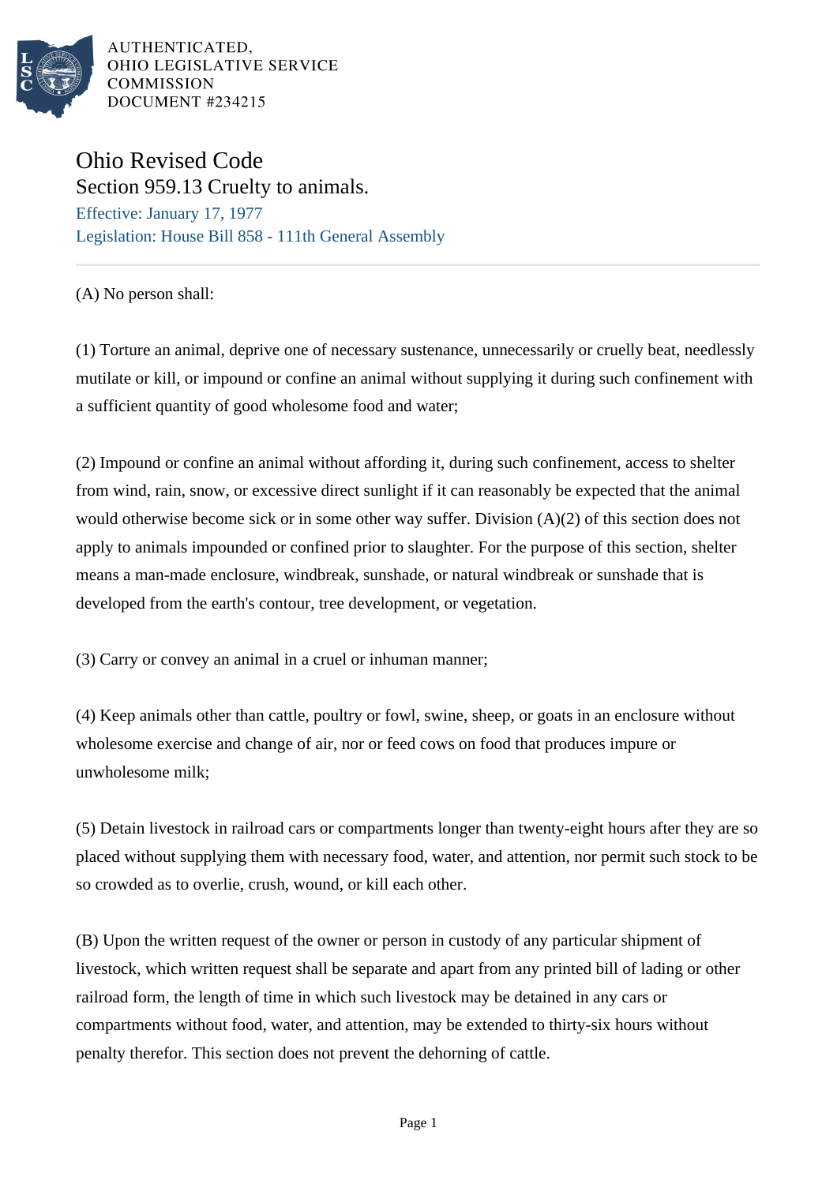AUTHENTICATED,
OHIO LEGISLATIVE SERVICE
COMMISSION
DOCUMENT #234215

# Ohio Revised Code

## Section 959.13 Cruelty to animals.

Effective: January 17, 1977

Legislation: House Bill 858 - 111th General Assembly

---

(A) No person shall:

(1) Torture an animal, deprive one of necessary sustenance, unnecessarily or cruelly beat, needlessly mutilate or kill, or impound or confine an animal without supplying it during such confinement with a sufficient quantity of good wholesome food and water;

(2) Impound or confine an animal without affording it, during such confinement, access to shelter from wind, rain, snow, or excessive direct sunlight if it can reasonably be expected that the animal would otherwise become sick or in some other way suffer. Division (A)(2) of this section does not apply to animals impounded or confined prior to slaughter. For the purpose of this section, shelter means a man-made enclosure, windbreak, sunshade, or natural windbreak or sunshade that is developed from the earth's contour, tree development, or vegetation.

(3) Carry or convey an animal in a cruel or inhuman manner;

(4) Keep animals other than cattle, poultry or fowl, swine, sheep, or goats in an enclosure without wholesome exercise and change of air, nor or feed cows on food that produces impure or unwholesome milk;

(5) Detain livestock in railroad cars or compartments longer than twenty-eight hours after they are so placed without supplying them with necessary food, water, and attention, nor permit such stock to be so crowded as to overlie, crush, wound, or kill each other.

(B) Upon the written request of the owner or person in custody of any particular shipment of livestock, which written request shall be separate and apart from any printed bill of lading or other railroad form, the length of time in which such livestock may be detained in any cars or compartments without food, water, and attention, may be extended to thirty-six hours without penalty therefor. This section does not prevent the dehorning of cattle.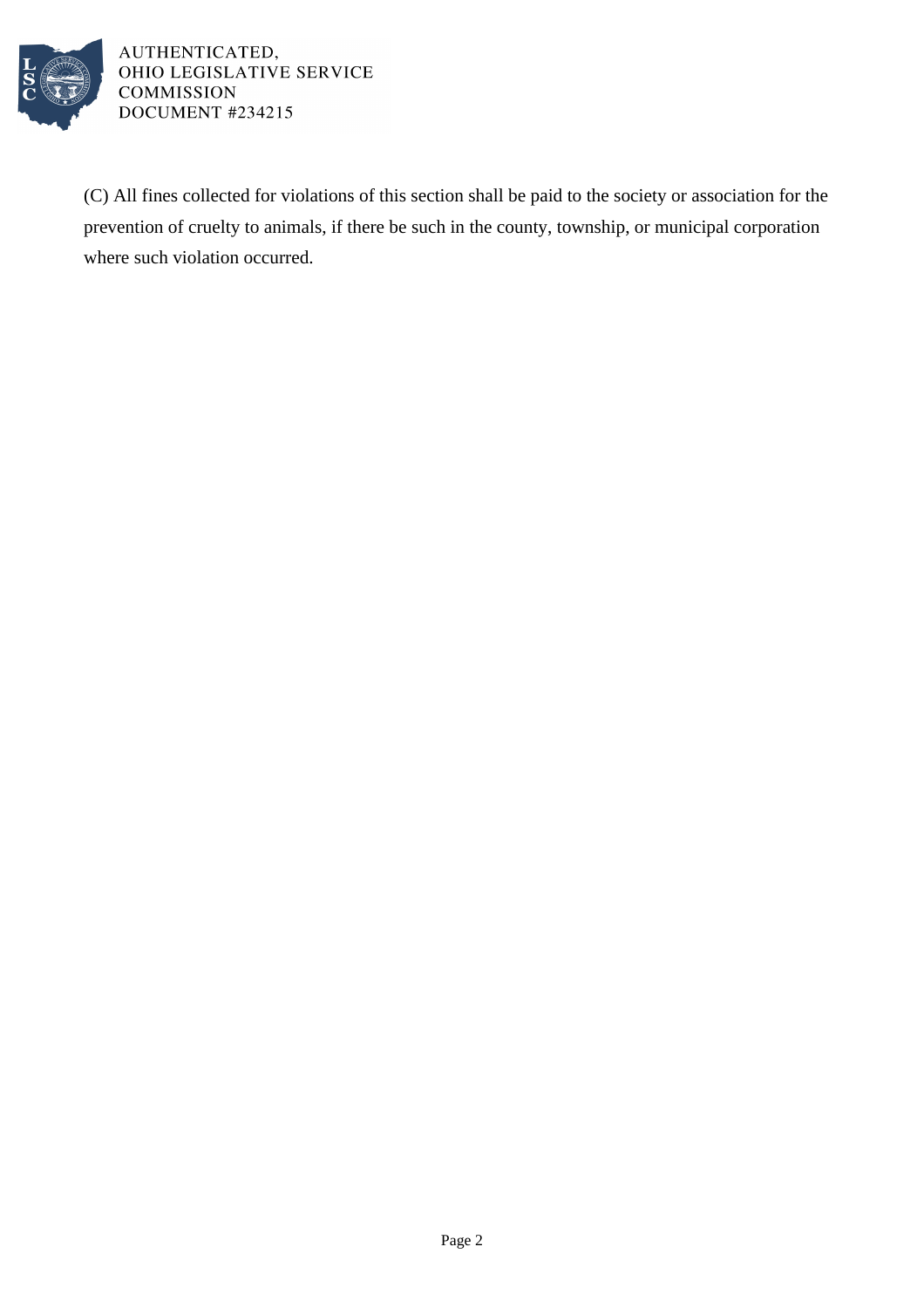(C) All fines collected for violations of this section shall be paid to the society or association for the prevention of cruelty to animals, if there be such in the county, township, or municipal corporation where such violation occurred.